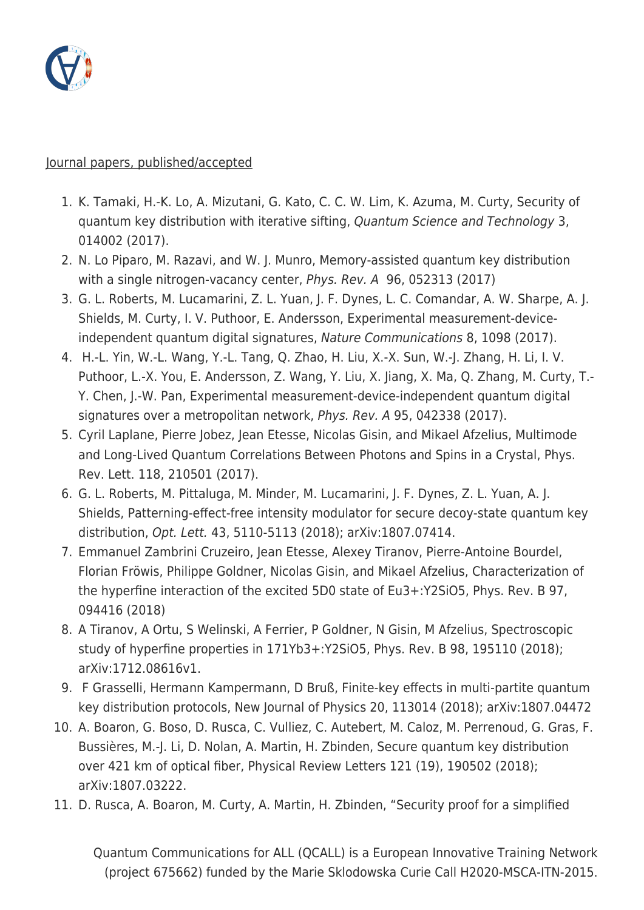Journal papers, published/accepted

1. K. Tamaki, H.-K. Lo, A. Mizutani, G. Kato, C. C. W. Lim, K. Azuma, M. Curty, Security of quantum key distribution with iterative sifting, *Quantum Science and Technology* 3, 014002 (2017).
2. N. Lo Piparo, M. Razavi, and W. J. Munro, Memory-assisted quantum key distribution with a single nitrogen-vacancy center, *Phys. Rev. A* 96, 052313 (2017)
3. G. L. Roberts, M. Lucamarini, Z. L. Yuan, J. F. Dynes, L. C. Comandar, A. W. Sharpe, A. J. Shields, M. Curty, I. V. Puthoor, E. Andersson, Experimental measurement-device-independent quantum digital signatures, *Nature Communications* 8, 1098 (2017).
4. H.-L. Yin, W.-L. Wang, Y.-L. Tang, Q. Zhao, H. Liu, X.-X. Sun, W.-J. Zhang, H. Li, I. V. Puthoor, L.-X. You, E. Andersson, Z. Wang, Y. Liu, X. Jiang, X. Ma, Q. Zhang, M. Curty, T.-Y. Chen, J.-W. Pan, Experimental measurement-device-independent quantum digital signatures over a metropolitan network, *Phys. Rev. A* 95, 042338 (2017).
5. Cyril Laplane, Pierre Jobez, Jean Etesse, Nicolas Gisin, and Mikael Afzelius, Multimode and Long-Lived Quantum Correlations Between Photons and Spins in a Crystal, Phys. Rev. Lett. 118, 210501 (2017).
6. G. L. Roberts, M. Pittaluga, M. Minder, M. Lucamarini, J. F. Dynes, Z. L. Yuan, A. J. Shields, Patterning-effect-free intensity modulator for secure decoy-state quantum key distribution, *Opt. Lett.* 43, 5110-5113 (2018); arXiv:1807.07414.
7. Emmanuel Zambrini Cruzeiro, Jean Etesse, Alexey Tiranov, Pierre-Antoine Bourdel, Florian Fröwis, Philippe Goldner, Nicolas Gisin, and Mikael Afzelius, Characterization of the hyperfine interaction of the excited 5D0 state of $Eu^{3+}$:$Y_2SiO_5$, Phys. Rev. B 97, 094416 (2018)
8. A Tiranov, A Ortu, S Welinski, A Ferrier, P Goldner, N Gisin, M Afzelius, Spectroscopic study of hyperfine properties in $^{171}Yb^{3+}$:$Y_2SiO_5$, Phys. Rev. B 98, 195110 (2018); arXiv:1712.08616v1.
9. F Grasselli, Hermann Kampermann, D Bruß, Finite-key effects in multi-partite quantum key distribution protocols, New Journal of Physics 20, 113014 (2018); arXiv:1807.04472
10. A. Boaron, G. Boso, D. Rusca, C. Vulliez, C. Autebert, M. Caloz, M. Perrenoud, G. Gras, F. Bussières, M.-J. Li, D. Nolan, A. Martin, H. Zbinden, Secure quantum key distribution over 421 km of optical fiber, Physical Review Letters 121 (19), 190502 (2018); arXiv:1807.03222.
11. D. Rusca, A. Boaron, M. Curty, A. Martin, H. Zbinden, "Security proof for a simplified

Quantum Communications for ALL (QCALL) is a European Innovative Training Network (project 675662) funded by the Marie Sklodowska Curie Call H2020-MSCA-ITN-2015.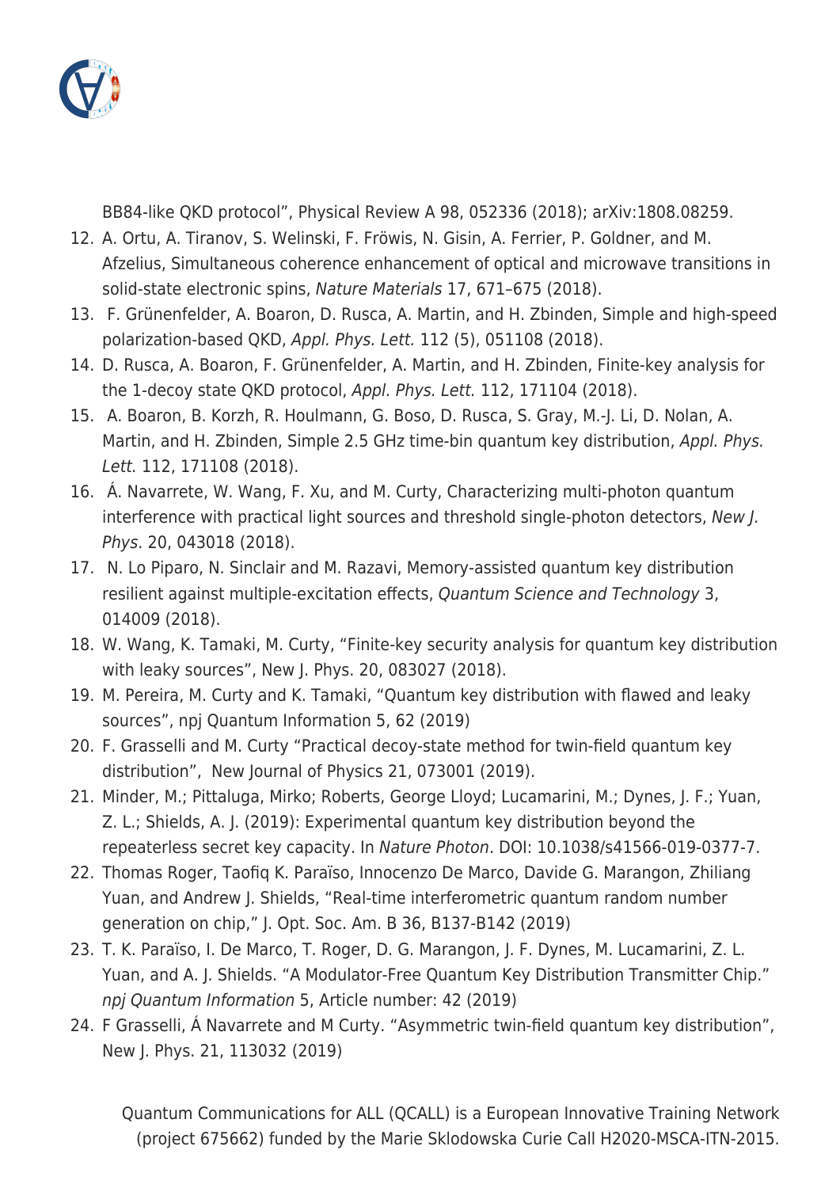BB84-like QKD protocol", Physical Review A 98, 052336 (2018); arXiv:1808.08259.

12. A. Ortu, A. Tiranov, S. Welinski, F. Fröwis, N. Gisin, A. Ferrier, P. Goldner, and M. Afzelius, Simultaneous coherence enhancement of optical and microwave transitions in solid-state electronic spins, *Nature Materials* 17, 671–675 (2018).
13. F. Grünenfelder, A. Boaron, D. Rusca, A. Martin, and H. Zbinden, Simple and high-speed polarization-based QKD, *Appl. Phys. Lett.* 112 (5), 051108 (2018).
14. D. Rusca, A. Boaron, F. Grünenfelder, A. Martin, and H. Zbinden, Finite-key analysis for the 1-decoy state QKD protocol, *Appl. Phys. Lett.* 112, 171104 (2018).
15. A. Boaron, B. Korzh, R. Houlmann, G. Boso, D. Rusca, S. Gray, M.-J. Li, D. Nolan, A. Martin, and H. Zbinden, Simple 2.5 GHz time-bin quantum key distribution, *Appl. Phys. Lett.* 112, 171108 (2018).
16. Á. Navarrete, W. Wang, F. Xu, and M. Curty, Characterizing multi-photon quantum interference with practical light sources and threshold single-photon detectors, *New J. Phys*. 20, 043018 (2018).
17. N. Lo Piparo, N. Sinclair and M. Razavi, Memory-assisted quantum key distribution resilient against multiple-excitation effects, *Quantum Science and Technology* 3, 014009 (2018).
18. W. Wang, K. Tamaki, M. Curty, "Finite-key security analysis for quantum key distribution with leaky sources", New J. Phys. 20, 083027 (2018).
19. M. Pereira, M. Curty and K. Tamaki, "Quantum key distribution with flawed and leaky sources", npj Quantum Information 5, 62 (2019)
20. F. Grasselli and M. Curty "Practical decoy-state method for twin-field quantum key distribution", New Journal of Physics 21, 073001 (2019).
21. Minder, M.; Pittaluga, Mirko; Roberts, George Lloyd; Lucamarini, M.; Dynes, J. F.; Yuan, Z. L.; Shields, A. J. (2019): Experimental quantum key distribution beyond the repeaterless secret key capacity. In *Nature Photon*. DOI: 10.1038/s41566-019-0377-7.
22. Thomas Roger, Taofiq K. Paraïso, Innocenzo De Marco, Davide G. Marangon, Zhiliang Yuan, and Andrew J. Shields, "Real-time interferometric quantum random number generation on chip," J. Opt. Soc. Am. B 36, B137-B142 (2019)
23. T. K. Paraïso, I. De Marco, T. Roger, D. G. Marangon, J. F. Dynes, M. Lucamarini, Z. L. Yuan, and A. J. Shields. "A Modulator-Free Quantum Key Distribution Transmitter Chip." *npj Quantum Information* 5, Article number: 42 (2019)
24. F Grasselli, Á Navarrete and M Curty. "Asymmetric twin-field quantum key distribution", New J. Phys. 21, 113032 (2019)

Quantum Communications for ALL (QCALL) is a European Innovative Training Network (project 675662) funded by the Marie Sklodowska Curie Call H2020-MSCA-ITN-2015.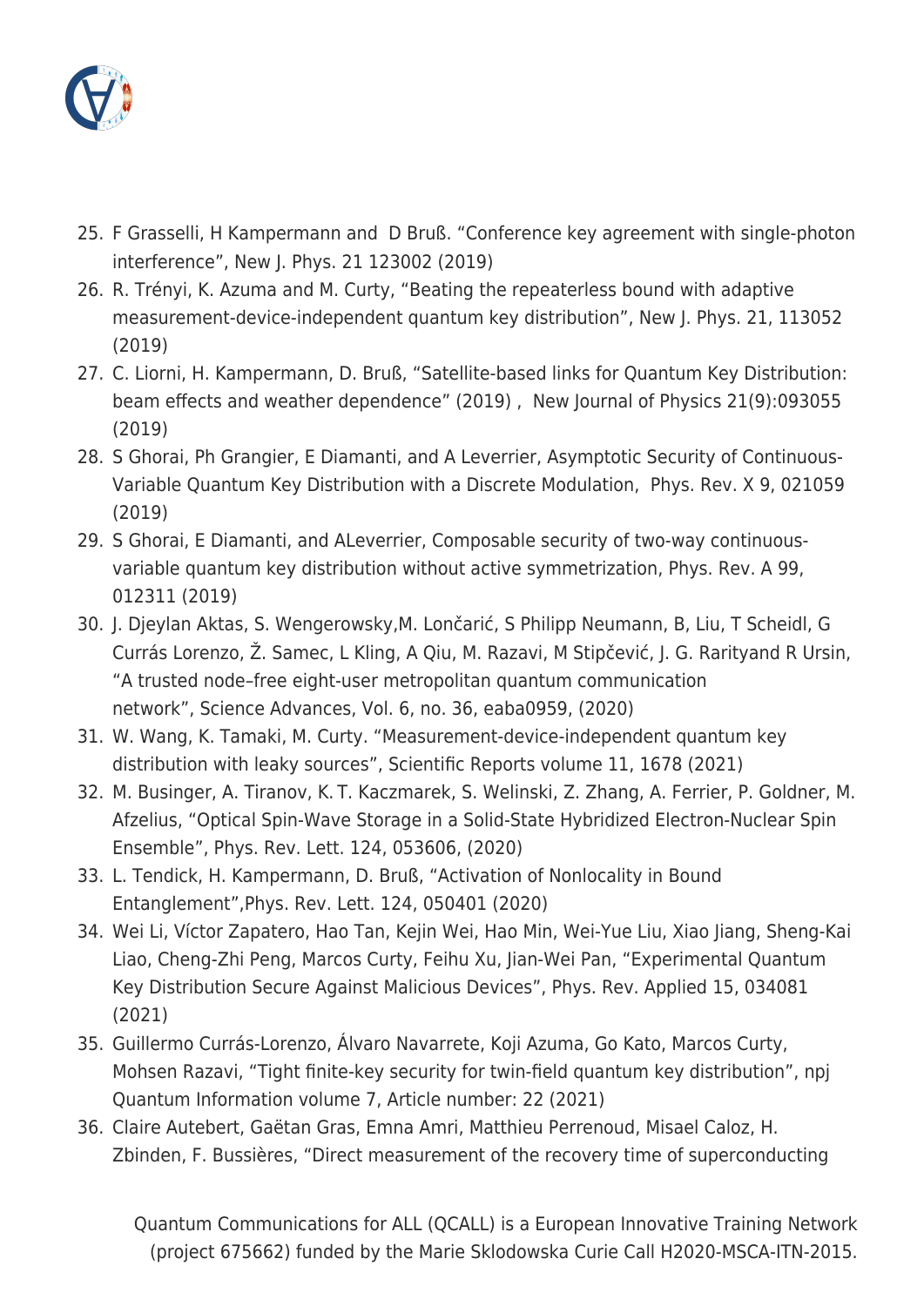25. F Grasselli, H Kampermann and  D Bruß. "Conference key agreement with single-photon interference", New J. Phys. 21 123002 (2019)
26. R. Trényi, K. Azuma and M. Curty, "Beating the repeaterless bound with adaptive measurement-device-independent quantum key distribution", New J. Phys. 21, 113052 (2019)
27. C. Liorni, H. Kampermann, D. Bruß, "Satellite-based links for Quantum Key Distribution: beam effects and weather dependence" (2019) ,  New Journal of Physics 21(9):093055 (2019)
28. S Ghorai, Ph Grangier, E Diamanti, and A Leverrier, Asymptotic Security of Continuous-Variable Quantum Key Distribution with a Discrete Modulation,  Phys. Rev. X 9, 021059 (2019)
29. S Ghorai, E Diamanti, and ALeverrier, Composable security of two-way continuous-variable quantum key distribution without active symmetrization, Phys. Rev. A 99, 012311 (2019)
30. J. Djeylan Aktas, S. Wengerowsky,M. Lončarić, S Philipp Neumann, B, Liu, T Scheidl, G Currás Lorenzo, Ž. Samec, L Kling, A Qiu, M. Razavi, M Stipčević, J. G. Rarityand R Ursin, "A trusted node–free eight-user metropolitan quantum communication network", Science Advances, Vol. 6, no. 36, eaba0959, (2020)
31. W. Wang, K. Tamaki, M. Curty. "Measurement-device-independent quantum key distribution with leaky sources", Scientific Reports volume 11, 1678 (2021)
32. M. Businger, A. Tiranov, K. T. Kaczmarek, S. Welinski, Z. Zhang, A. Ferrier, P. Goldner, M. Afzelius, "Optical Spin-Wave Storage in a Solid-State Hybridized Electron-Nuclear Spin Ensemble", Phys. Rev. Lett. 124, 053606, (2020)
33. L. Tendick, H. Kampermann, D. Bruß, "Activation of Nonlocality in Bound Entanglement",Phys. Rev. Lett. 124, 050401 (2020)
34. Wei Li, Víctor Zapatero, Hao Tan, Kejin Wei, Hao Min, Wei-Yue Liu, Xiao Jiang, Sheng-Kai Liao, Cheng-Zhi Peng, Marcos Curty, Feihu Xu, Jian-Wei Pan, "Experimental Quantum Key Distribution Secure Against Malicious Devices", Phys. Rev. Applied 15, 034081 (2021)
35. Guillermo Currás-Lorenzo, Álvaro Navarrete, Koji Azuma, Go Kato, Marcos Curty, Mohsen Razavi, "Tight finite-key security for twin-field quantum key distribution", npj Quantum Information volume 7, Article number: 22 (2021)
36. Claire Autebert, Gaëtan Gras, Emna Amri, Matthieu Perrenoud, Misael Caloz, H. Zbinden, F. Bussières, "Direct measurement of the recovery time of superconducting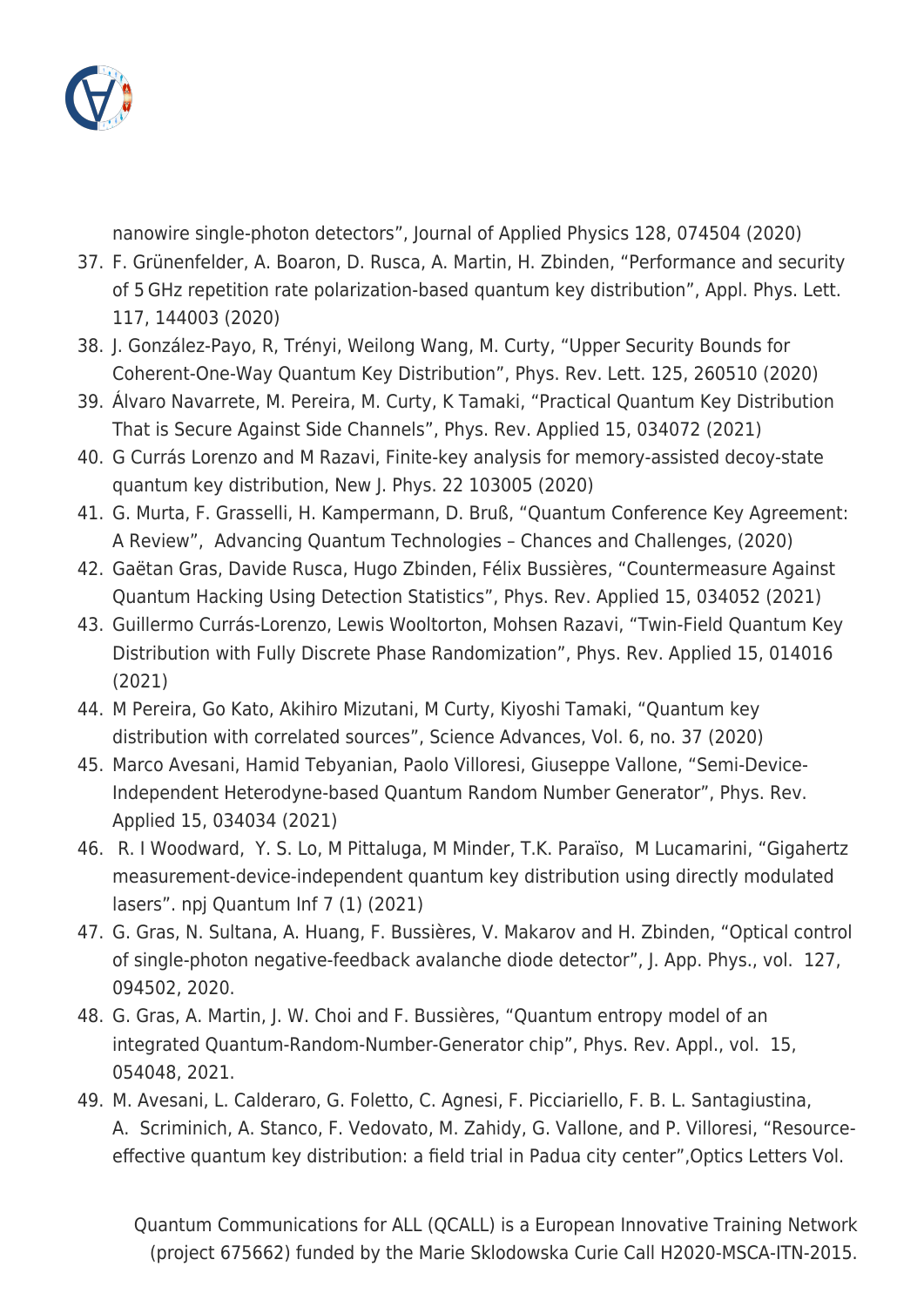nanowire single-photon detectors", Journal of Applied Physics 128, 074504 (2020)

37. F. Grünenfelder, A. Boaron, D. Rusca, A. Martin, H. Zbinden, "Performance and security of 5 GHz repetition rate polarization-based quantum key distribution", Appl. Phys. Lett. 117, 144003 (2020)
38. J. González-Payo, R, Trényi, Weilong Wang, M. Curty, "Upper Security Bounds for Coherent-One-Way Quantum Key Distribution", Phys. Rev. Lett. 125, 260510 (2020)
39. Álvaro Navarrete, M. Pereira, M. Curty, K Tamaki, "Practical Quantum Key Distribution That is Secure Against Side Channels", Phys. Rev. Applied 15, 034072 (2021)
40. G Currás Lorenzo and M Razavi, Finite-key analysis for memory-assisted decoy-state quantum key distribution, New J. Phys. 22 103005 (2020)
41. G. Murta, F. Grasselli, H. Kampermann, D. Bruß, "Quantum Conference Key Agreement: A Review", Advancing Quantum Technologies – Chances and Challenges, (2020)
42. Gaëtan Gras, Davide Rusca, Hugo Zbinden, Félix Bussières, "Countermeasure Against Quantum Hacking Using Detection Statistics", Phys. Rev. Applied 15, 034052 (2021)
43. Guillermo Currás-Lorenzo, Lewis Wooltorton, Mohsen Razavi, "Twin-Field Quantum Key Distribution with Fully Discrete Phase Randomization", Phys. Rev. Applied 15, 014016 (2021)
44. M Pereira, Go Kato, Akihiro Mizutani, M Curty, Kiyoshi Tamaki, "Quantum key distribution with correlated sources", Science Advances, Vol. 6, no. 37 (2020)
45. Marco Avesani, Hamid Tebyanian, Paolo Villoresi, Giuseppe Vallone, "Semi-Device-Independent Heterodyne-based Quantum Random Number Generator", Phys. Rev. Applied 15, 034034 (2021)
46. R. I Woodward, Y. S. Lo, M Pittaluga, M Minder, T.K. Paraïso, M Lucamarini, "Gigahertz measurement-device-independent quantum key distribution using directly modulated lasers". npj Quantum Inf 7 (1) (2021)
47. G. Gras, N. Sultana, A. Huang, F. Bussières, V. Makarov and H. Zbinden, "Optical control of single-photon negative-feedback avalanche diode detector", J. App. Phys., vol. 127, 094502, 2020.
48. G. Gras, A. Martin, J. W. Choi and F. Bussières, "Quantum entropy model of an integrated Quantum-Random-Number-Generator chip", Phys. Rev. Appl., vol. 15, 054048, 2021.
49. M. Avesani, L. Calderaro, G. Foletto, C. Agnesi, F. Picciariello, F. B. L. Santagiustina, A. Scriminich, A. Stanco, F. Vedovato, M. Zahidy, G. Vallone, and P. Villoresi, "Resource-effective quantum key distribution: a field trial in Padua city center",Optics Letters Vol.

Quantum Communications for ALL (QCALL) is a European Innovative Training Network (project 675662) funded by the Marie Sklodowska Curie Call H2020-MSCA-ITN-2015.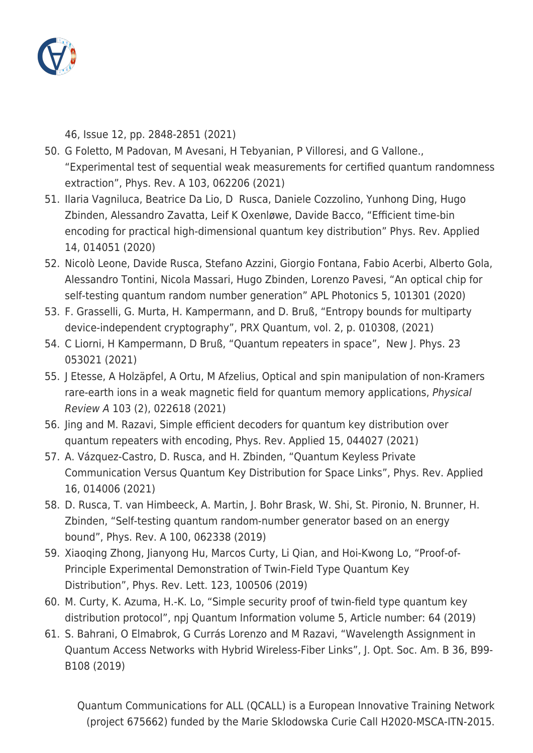46, Issue 12, pp. 2848-2851 (2021)

50. G Foletto, M Padovan, M Avesani, H Tebyanian, P Villoresi, and G Vallone., “Experimental test of sequential weak measurements for certified quantum randomness extraction”, Phys. Rev. A 103, 062206 (2021)
51. Ilaria Vagniluca, Beatrice Da Lio, D Rusca, Daniele Cozzolino, Yunhong Ding, Hugo Zbinden, Alessandro Zavatta, Leif K Oxenløwe, Davide Bacco, “Efficient time-bin encoding for practical high-dimensional quantum key distribution” Phys. Rev. Applied 14, 014051 (2020)
52. Nicolò Leone, Davide Rusca, Stefano Azzini, Giorgio Fontana, Fabio Acerbi, Alberto Gola, Alessandro Tontini, Nicola Massari, Hugo Zbinden, Lorenzo Pavesi, “An optical chip for self-testing quantum random number generation” APL Photonics 5, 101301 (2020)
53. F. Grasselli, G. Murta, H. Kampermann, and D. Bruß, “Entropy bounds for multiparty device-independent cryptography”, PRX Quantum, vol. 2, p. 010308, (2021)
54. C Liorni, H Kampermann, D Bruß, “Quantum repeaters in space”, New J. Phys. 23 053021 (2021)
55. J Etesse, A Holzäpfel, A Ortu, M Afzelius, Optical and spin manipulation of non-Kramers rare-earth ions in a weak magnetic field for quantum memory applications, *Physical Review A* 103 (2), 022618 (2021)
56. Jing and M. Razavi, Simple efficient decoders for quantum key distribution over quantum repeaters with encoding, Phys. Rev. Applied 15, 044027 (2021)
57. A. Vázquez-Castro, D. Rusca, and H. Zbinden, “Quantum Keyless Private Communication Versus Quantum Key Distribution for Space Links”, Phys. Rev. Applied 16, 014006 (2021)
58. D. Rusca, T. van Himbeeck, A. Martin, J. Bohr Brask, W. Shi, St. Pironio, N. Brunner, H. Zbinden, “Self-testing quantum random-number generator based on an energy bound”, Phys. Rev. A 100, 062338 (2019)
59. Xiaoqing Zhong, Jianyong Hu, Marcos Curty, Li Qian, and Hoi-Kwong Lo, “Proof-of-Principle Experimental Demonstration of Twin-Field Type Quantum Key Distribution”, Phys. Rev. Lett. 123, 100506 (2019)
60. M. Curty, K. Azuma, H.-K. Lo, “Simple security proof of twin-field type quantum key distribution protocol”, npj Quantum Information volume 5, Article number: 64 (2019)
61. S. Bahrani, O Elmabrok, G Currás Lorenzo and M Razavi, “Wavelength Assignment in Quantum Access Networks with Hybrid Wireless-Fiber Links”, J. Opt. Soc. Am. B 36, B99-B108 (2019)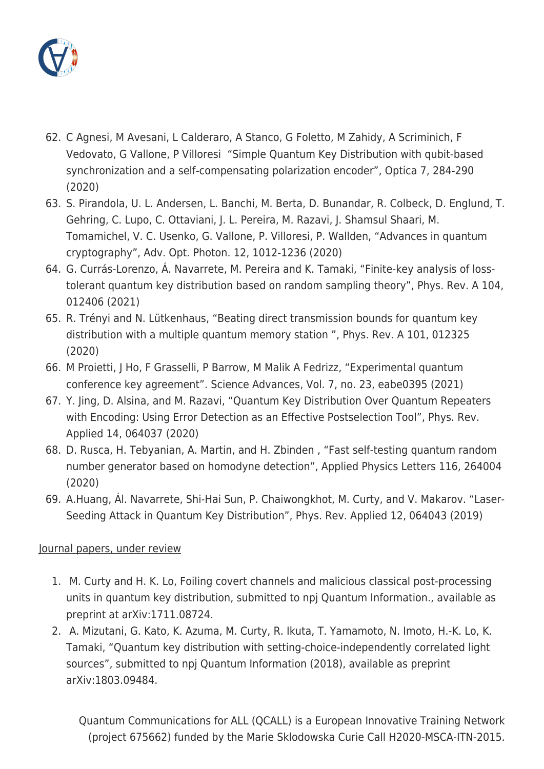62. C Agnesi, M Avesani, L Calderaro, A Stanco, G Foletto, M Zahidy, A Scriminich, F Vedovato, G Vallone, P Villoresi "Simple Quantum Key Distribution with qubit-based synchronization and a self-compensating polarization encoder", Optica 7, 284-290 (2020)
63. S. Pirandola, U. L. Andersen, L. Banchi, M. Berta, D. Bunandar, R. Colbeck, D. Englund, T. Gehring, C. Lupo, C. Ottaviani, J. L. Pereira, M. Razavi, J. Shamsul Shaari, M. Tomamichel, V. C. Usenko, G. Vallone, P. Villoresi, P. Wallden, "Advances in quantum cryptography", Adv. Opt. Photon. 12, 1012-1236 (2020)
64. G. Currás-Lorenzo, Á. Navarrete, M. Pereira and K. Tamaki, "Finite-key analysis of loss-tolerant quantum key distribution based on random sampling theory", Phys. Rev. A 104, 012406 (2021)
65. R. Trényi and N. Lütkenhaus, "Beating direct transmission bounds for quantum key distribution with a multiple quantum memory station ", Phys. Rev. A 101, 012325 (2020)
66. M Proietti, J Ho, F Grasselli, P Barrow, M Malik A Fedrizz, "Experimental quantum conference key agreement". Science Advances, Vol. 7, no. 23, eabe0395 (2021)
67. Y. Jing, D. Alsina, and M. Razavi, "Quantum Key Distribution Over Quantum Repeaters with Encoding: Using Error Detection as an Effective Postselection Tool", Phys. Rev. Applied 14, 064037 (2020)
68. D. Rusca, H. Tebyanian, A. Martin, and H. Zbinden , "Fast self-testing quantum random number generator based on homodyne detection", Applied Physics Letters 116, 264004 (2020)
69. A.Huang, Ál. Navarrete, Shi-Hai Sun, P. Chaiwongkhot, M. Curty, and V. Makarov. "Laser-Seeding Attack in Quantum Key Distribution", Phys. Rev. Applied 12, 064043 (2019)

Journal papers, under review

1. M. Curty and H. K. Lo, Foiling covert channels and malicious classical post-processing units in quantum key distribution, submitted to npj Quantum Information., available as preprint at arXiv:1711.08724.
2. A. Mizutani, G. Kato, K. Azuma, M. Curty, R. Ikuta, T. Yamamoto, N. Imoto, H.-K. Lo, K. Tamaki, "Quantum key distribution with setting-choice-independently correlated light sources", submitted to npj Quantum Information (2018), available as preprint arXiv:1803.09484.

Quantum Communications for ALL (QCALL) is a European Innovative Training Network (project 675662) funded by the Marie Sklodowska Curie Call H2020-MSCA-ITN-2015.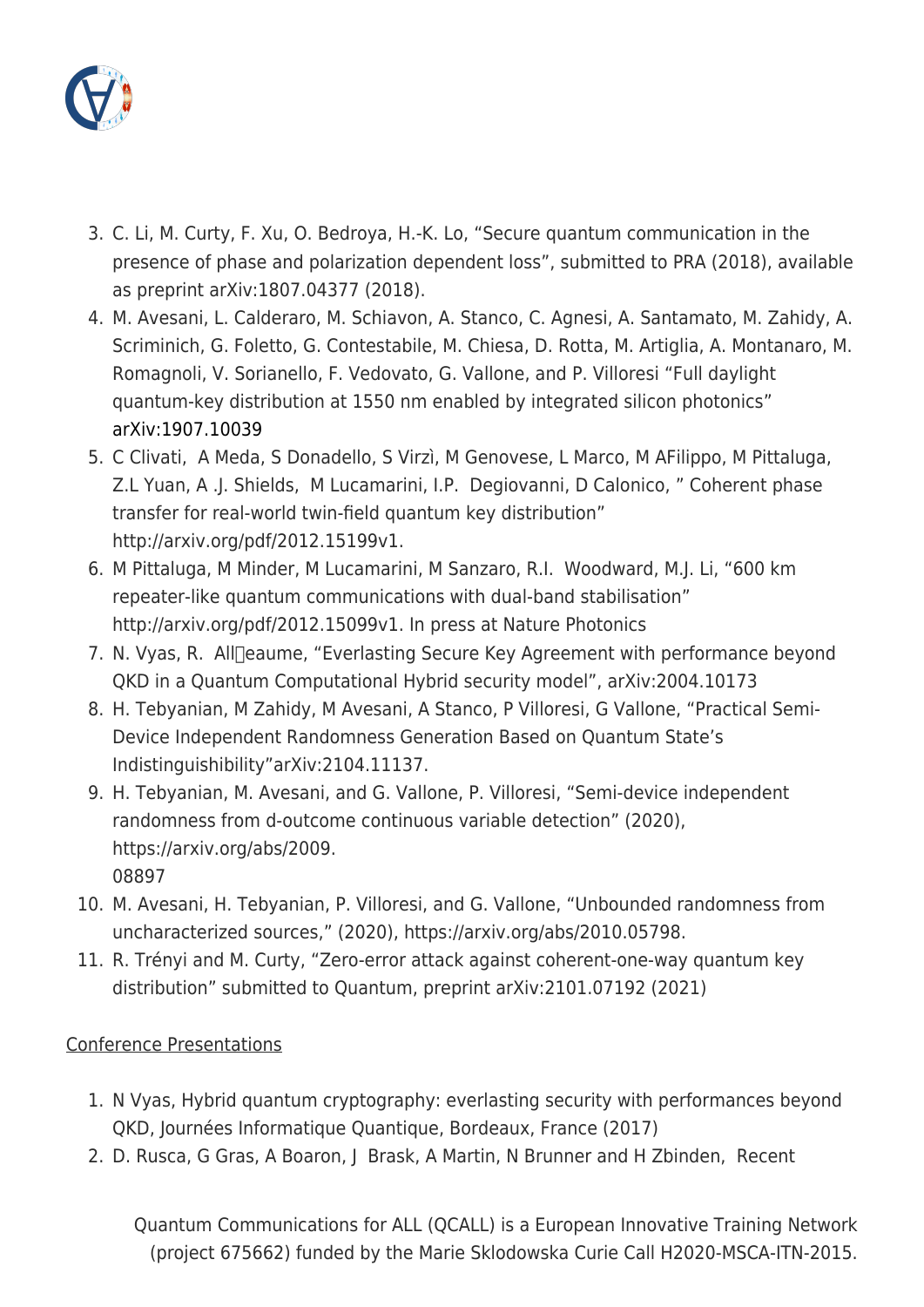3. C. Li, M. Curty, F. Xu, O. Bedroya, H.-K. Lo, “Secure quantum communication in the presence of phase and polarization dependent loss”, submitted to PRA (2018), available as preprint arXiv:1807.04377 (2018).
4. M. Avesani, L. Calderaro, M. Schiavon, A. Stanco, C. Agnesi, A. Santamato, M. Zahidy, A. Scriminich, G. Foletto, G. Contestabile, M. Chiesa, D. Rotta, M. Artiglia, A. Montanaro, M. Romagnoli, V. Sorianello, F. Vedovato, G. Vallone, and P. Villoresi “Full daylight quantum-key distribution at 1550 nm enabled by integrated silicon photonics” arXiv:1907.10039
5. C Clivati, A Meda, S Donadello, S Virzì, M Genovese, L Marco, M AFilippo, M Pittaluga, Z.L Yuan, A .J. Shields, M Lucamarini, I.P. Degiovanni, D Calonico, ” Coherent phase transfer for real-world twin-field quantum key distribution” http://arxiv.org/pdf/2012.15199v1.
6. M Pittaluga, M Minder, M Lucamarini, M Sanzaro, R.I. Woodward, M.J. Li, “600 km repeater-like quantum communications with dual-band stabilisation” http://arxiv.org/pdf/2012.15099v1. In press at Nature Photonics
7. N. Vyas, R. All￾eaume, “Everlasting Secure Key Agreement with performance beyond QKD in a Quantum Computational Hybrid security model”, arXiv:2004.10173
8. H. Tebyanian, M Zahidy, M Avesani, A Stanco, P Villoresi, G Vallone, “Practical Semi-Device Independent Randomness Generation Based on Quantum State’s Indistinguishability”arXiv:2104.11137.
9. H. Tebyanian, M. Avesani, and G. Vallone, P. Villoresi, “Semi-device independent randomness from d-outcome continuous variable detection” (2020), https://arxiv.org/abs/2009.08897
10. M. Avesani, H. Tebyanian, P. Villoresi, and G. Vallone, “Unbounded randomness from uncharacterized sources,” (2020), https://arxiv.org/abs/2010.05798.
11. R. Trényi and M. Curty, “Zero-error attack against coherent-one-way quantum key distribution” submitted to Quantum, preprint arXiv:2101.07192 (2021)

Conference Presentations

1. N Vyas, Hybrid quantum cryptography: everlasting security with performances beyond QKD, Journées Informatique Quantique, Bordeaux, France (2017)
2. D. Rusca, G Gras, A Boaron, J Brask, A Martin, N Brunner and H Zbinden, Recent

Quantum Communications for ALL (QCALL) is a European Innovative Training Network (project 675662) funded by the Marie Sklodowska Curie Call H2020-MSCA-ITN-2015.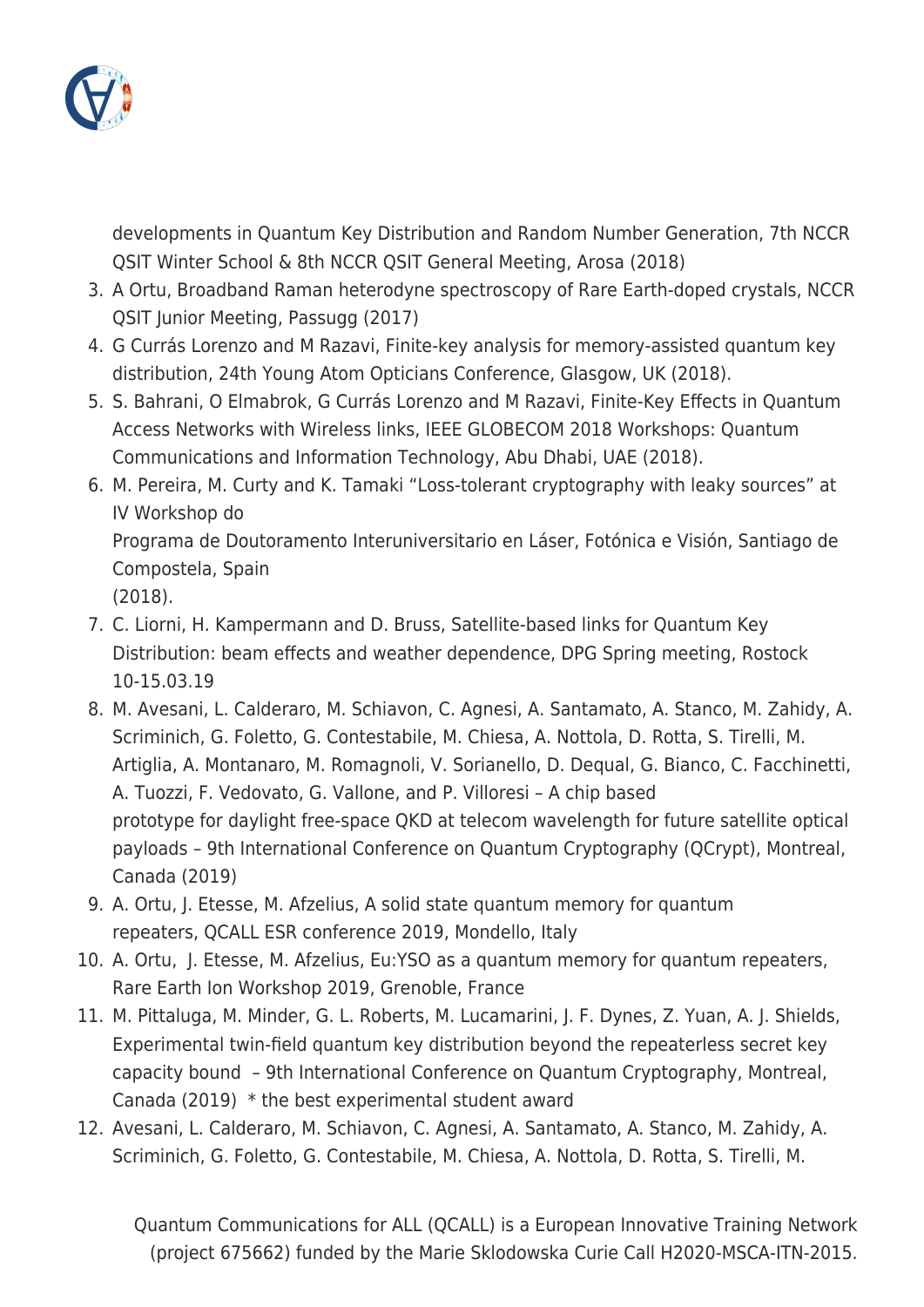developments in Quantum Key Distribution and Random Number Generation, 7th NCCR QSIT Winter School & 8th NCCR QSIT General Meeting, Arosa (2018)

3. A Ortu, Broadband Raman heterodyne spectroscopy of Rare Earth-doped crystals, NCCR QSIT Junior Meeting, Passugg (2017)
4. G Currás Lorenzo and M Razavi, Finite-key analysis for memory-assisted quantum key distribution, 24th Young Atom Opticians Conference, Glasgow, UK (2018).
5. S. Bahrani, O Elmabrok, G Currás Lorenzo and M Razavi, Finite-Key Effects in Quantum Access Networks with Wireless links, IEEE GLOBECOM 2018 Workshops: Quantum Communications and Information Technology, Abu Dhabi, UAE (2018).
6. M. Pereira, M. Curty and K. Tamaki "Loss-tolerant cryptography with leaky sources" at IV Workshop do
   Programa de Doutoramento Interuniversitario en Láser, Fotónica e Visión, Santiago de Compostela, Spain
   (2018).
7. C. Liorni, H. Kampermann and D. Bruss, Satellite-based links for Quantum Key Distribution: beam effects and weather dependence, DPG Spring meeting, Rostock 10-15.03.19
8. M. Avesani, L. Calderaro, M. Schiavon, C. Agnesi, A. Santamato, A. Stanco, M. Zahidy, A. Scriminich, G. Foletto, G. Contestabile, M. Chiesa, A. Nottola, D. Rotta, S. Tirelli, M. Artiglia, A. Montanaro, M. Romagnoli, V. Sorianello, D. Dequal, G. Bianco, C. Facchinetti, A. Tuozzi, F. Vedovato, G. Vallone, and P. Villoresi – A chip based
   prototype for daylight free-space QKD at telecom wavelength for future satellite optical payloads – 9th International Conference on Quantum Cryptography (QCrypt), Montreal, Canada (2019)
9. A. Ortu, J. Etesse, M. Afzelius, A solid state quantum memory for quantum repeaters, QCALL ESR conference 2019, Mondello, Italy
10. A. Ortu, J. Etesse, M. Afzelius, Eu:YSO as a quantum memory for quantum repeaters, Rare Earth Ion Workshop 2019, Grenoble, France
11. M. Pittaluga, M. Minder, G. L. Roberts, M. Lucamarini, J. F. Dynes, Z. Yuan, A. J. Shields, Experimental twin-field quantum key distribution beyond the repeaterless secret key capacity bound – 9th International Conference on Quantum Cryptography, Montreal, Canada (2019) * the best experimental student award
12. Avesani, L. Calderaro, M. Schiavon, C. Agnesi, A. Santamato, A. Stanco, M. Zahidy, A. Scriminich, G. Foletto, G. Contestabile, M. Chiesa, A. Nottola, D. Rotta, S. Tirelli, M.

Quantum Communications for ALL (QCALL) is a European Innovative Training Network (project 675662) funded by the Marie Sklodowska Curie Call H2020-MSCA-ITN-2015.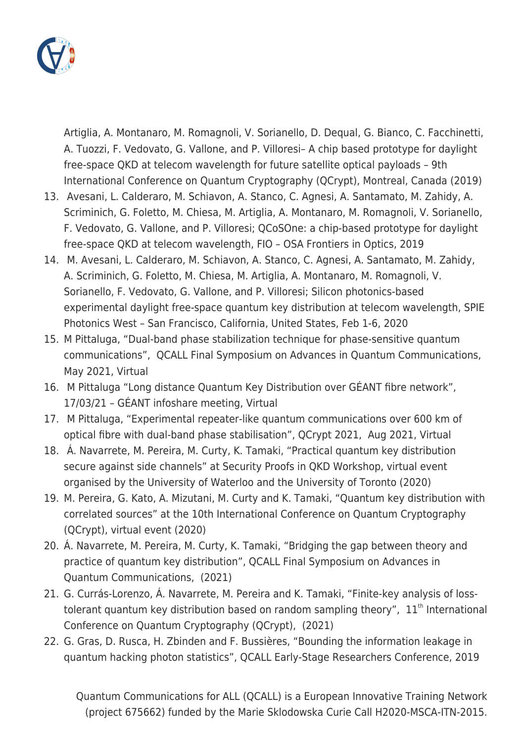Artiglia, A. Montanaro, M. Romagnoli, V. Sorianello, D. Dequal, G. Bianco, C. Facchinetti, A. Tuozzi, F. Vedovato, G. Vallone, and P. Villoresi– A chip based prototype for daylight free-space QKD at telecom wavelength for future satellite optical payloads – 9th International Conference on Quantum Cryptography (QCrypt), Montreal, Canada (2019)

13. Avesani, L. Calderaro, M. Schiavon, A. Stanco, C. Agnesi, A. Santamato, M. Zahidy, A. Scriminich, G. Foletto, M. Chiesa, M. Artiglia, A. Montanaro, M. Romagnoli, V. Sorianello, F. Vedovato, G. Vallone, and P. Villoresi; QCoSOne: a chip-based prototype for daylight free-space QKD at telecom wavelength, FIO – OSA Frontiers in Optics, 2019
14. M. Avesani, L. Calderaro, M. Schiavon, A. Stanco, C. Agnesi, A. Santamato, M. Zahidy, A. Scriminich, G. Foletto, M. Chiesa, M. Artiglia, A. Montanaro, M. Romagnoli, V. Sorianello, F. Vedovato, G. Vallone, and P. Villoresi; Silicon photonics-based experimental daylight free-space quantum key distribution at telecom wavelength, SPIE Photonics West – San Francisco, California, United States, Feb 1-6, 2020
15. M Pittaluga, "Dual-band phase stabilization technique for phase-sensitive quantum communications", QCALL Final Symposium on Advances in Quantum Communications, May 2021, Virtual
16. M Pittaluga "Long distance Quantum Key Distribution over GÉANT fibre network", 17/03/21 – GÉANT infoshare meeting, Virtual
17. M Pittaluga, "Experimental repeater-like quantum communications over 600 km of optical fibre with dual-band phase stabilisation", QCrypt 2021, Aug 2021, Virtual
18. Á. Navarrete, M. Pereira, M. Curty, K. Tamaki, "Practical quantum key distribution secure against side channels" at Security Proofs in QKD Workshop, virtual event organised by the University of Waterloo and the University of Toronto (2020)
19. M. Pereira, G. Kato, A. Mizutani, M. Curty and K. Tamaki, "Quantum key distribution with correlated sources" at the 10th International Conference on Quantum Cryptography (QCrypt), virtual event (2020)
20. Á. Navarrete, M. Pereira, M. Curty, K. Tamaki, "Bridging the gap between theory and practice of quantum key distribution", QCALL Final Symposium on Advances in Quantum Communications, (2021)
21. G. Currás-Lorenzo, Á. Navarrete, M. Pereira and K. Tamaki, "Finite-key analysis of loss-tolerant quantum key distribution based on random sampling theory", 11th International Conference on Quantum Cryptography (QCrypt), (2021)
22. G. Gras, D. Rusca, H. Zbinden and F. Bussières, "Bounding the information leakage in quantum hacking photon statistics", QCALL Early-Stage Researchers Conference, 2019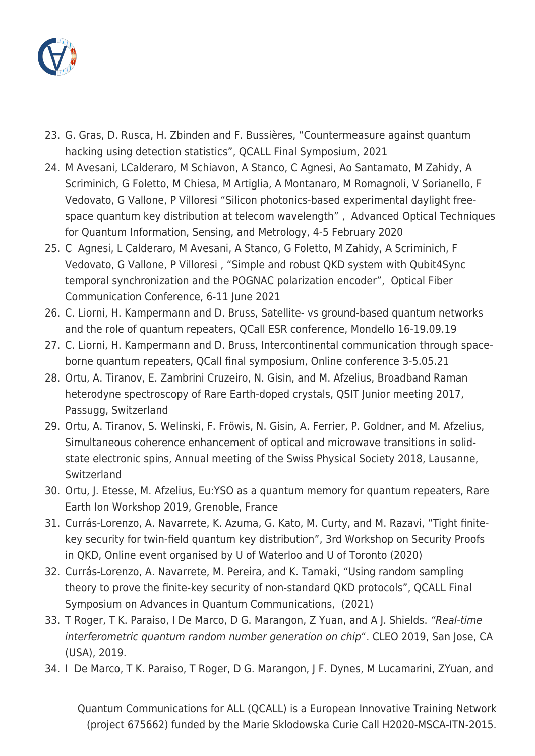23. G. Gras, D. Rusca, H. Zbinden and F. Bussières, “Countermeasure against quantum hacking using detection statistics”, QCALL Final Symposium, 2021
24. M Avesani, LCalderaro, M Schiavon, A Stanco, C Agnesi, Ao Santamato, M Zahidy, A Scriminich, G Foletto, M Chiesa, M Artiglia, A Montanaro, M Romagnoli, V Sorianello, F Vedovato, G Vallone, P Villoresi “Silicon photonics-based experimental daylight free-space quantum key distribution at telecom wavelength” , Advanced Optical Techniques for Quantum Information, Sensing, and Metrology, 4-5 February 2020
25. C Agnesi, L Calderaro, M Avesani, A Stanco, G Foletto, M Zahidy, A Scriminich, F Vedovato, G Vallone, P Villoresi , “Simple and robust QKD system with Qubit4Sync temporal synchronization and the POGNAC polarization encoder”, Optical Fiber Communication Conference, 6-11 June 2021
26. C. Liorni, H. Kampermann and D. Bruss, Satellite- vs ground-based quantum networks and the role of quantum repeaters, QCall ESR conference, Mondello 16-19.09.19
27. C. Liorni, H. Kampermann and D. Bruss, Intercontinental communication through space-borne quantum repeaters, QCall final symposium, Online conference 3-5.05.21
28. Ortu, A. Tiranov, E. Zambrini Cruzeiro, N. Gisin, and M. Afzelius, Broadband Raman heterodyne spectroscopy of Rare Earth-doped crystals, QSIT Junior meeting 2017, Passugg, Switzerland
29. Ortu, A. Tiranov, S. Welinski, F. Fröwis, N. Gisin, A. Ferrier, P. Goldner, and M. Afzelius, Simultaneous coherence enhancement of optical and microwave transitions in solid-state electronic spins, Annual meeting of the Swiss Physical Society 2018, Lausanne, Switzerland
30. Ortu, J. Etesse, M. Afzelius, Eu:YSO as a quantum memory for quantum repeaters, Rare Earth Ion Workshop 2019, Grenoble, France
31. Currás-Lorenzo, A. Navarrete, K. Azuma, G. Kato, M. Curty, and M. Razavi, “Tight finite-key security for twin-field quantum key distribution”, 3rd Workshop on Security Proofs in QKD, Online event organised by U of Waterloo and U of Toronto (2020)
32. Currás-Lorenzo, A. Navarrete, M. Pereira, and K. Tamaki, “Using random sampling theory to prove the finite-key security of non-standard QKD protocols”, QCALL Final Symposium on Advances in Quantum Communications, (2021)
33. T Roger, T K. Paraiso, I De Marco, D G. Marangon, Z Yuan, and A J. Shields. *“Real-time interferometric quantum random number generation on chip*“. CLEO 2019, San Jose, CA (USA), 2019.
34. I De Marco, T K. Paraiso, T Roger, D G. Marangon, J F. Dynes, M Lucamarini, ZYuan, and

Quantum Communications for ALL (QCALL) is a European Innovative Training Network (project 675662) funded by the Marie Sklodowska Curie Call H2020-MSCA-ITN-2015.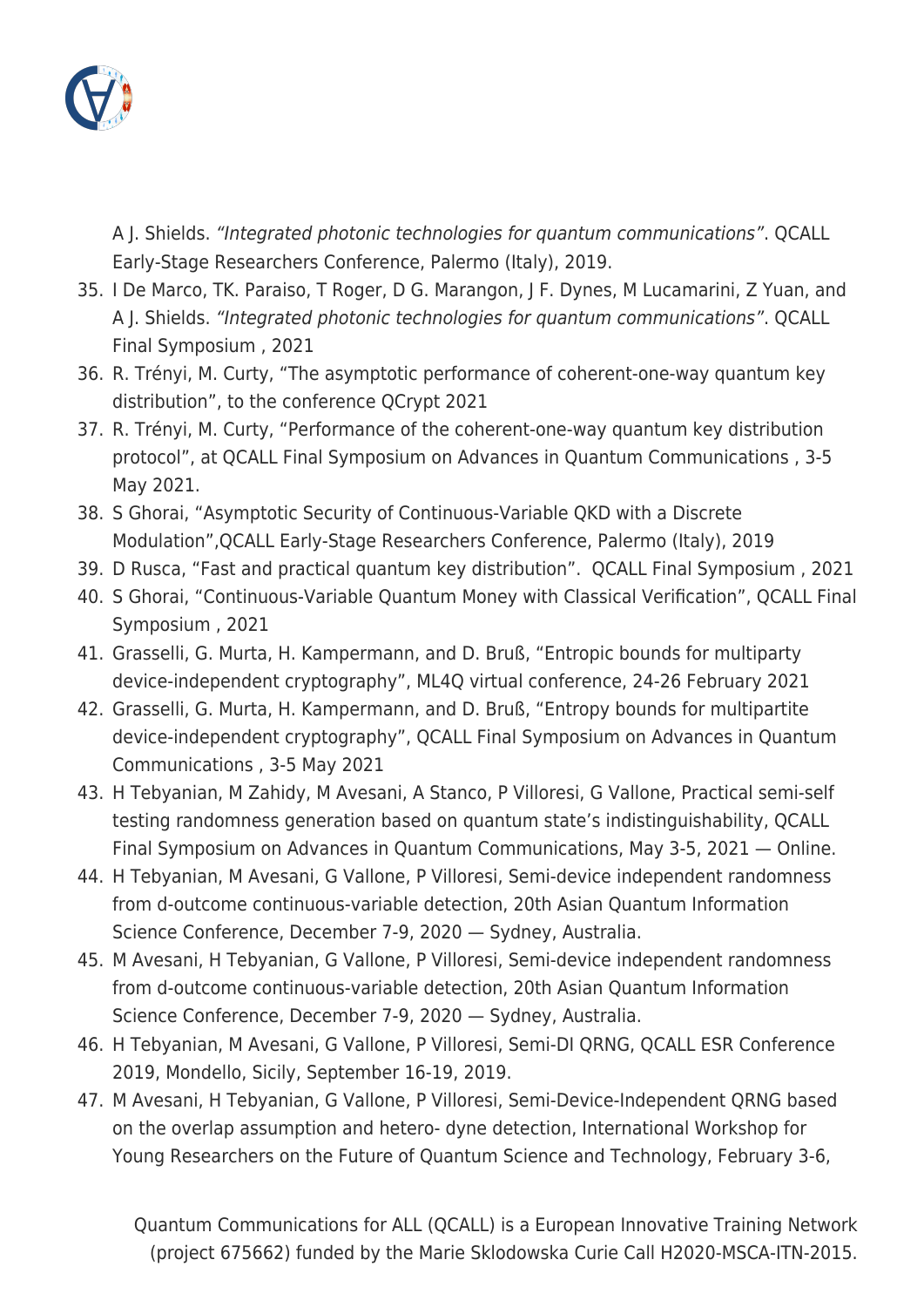A J. Shields. *"Integrated photonic technologies for quantum communications"*. QCALL Early-Stage Researchers Conference, Palermo (Italy), 2019.

35. I De Marco, TK. Paraiso, T Roger, D G. Marangon, J F. Dynes, M Lucamarini, Z Yuan, and A J. Shields. *"Integrated photonic technologies for quantum communications"*. QCALL Final Symposium , 2021
36. R. Trényi, M. Curty, "The asymptotic performance of coherent-one-way quantum key distribution", to the conference QCrypt 2021
37. R. Trényi, M. Curty, "Performance of the coherent-one-way quantum key distribution protocol", at QCALL Final Symposium on Advances in Quantum Communications , 3-5 May 2021.
38. S Ghorai, "Asymptotic Security of Continuous-Variable QKD with a Discrete Modulation",QCALL Early-Stage Researchers Conference, Palermo (Italy), 2019
39. D Rusca, "Fast and practical quantum key distribution". QCALL Final Symposium , 2021
40. S Ghorai, "Continuous-Variable Quantum Money with Classical Verification", QCALL Final Symposium , 2021
41. Grasselli, G. Murta, H. Kampermann, and D. Bruß, "Entropic bounds for multiparty device-independent cryptography", ML4Q virtual conference, 24-26 February 2021
42. Grasselli, G. Murta, H. Kampermann, and D. Bruß, "Entropy bounds for multipartite device-independent cryptography", QCALL Final Symposium on Advances in Quantum Communications , 3-5 May 2021
43. H Tebyanian, M Zahidy, M Avesani, A Stanco, P Villoresi, G Vallone, Practical semi-self testing randomness generation based on quantum state's indistinguishability, QCALL Final Symposium on Advances in Quantum Communications, May 3-5, 2021 — Online.
44. H Tebyanian, M Avesani, G Vallone, P Villoresi, Semi-device independent randomness from d-outcome continuous-variable detection, 20th Asian Quantum Information Science Conference, December 7-9, 2020 — Sydney, Australia.
45. M Avesani, H Tebyanian, G Vallone, P Villoresi, Semi-device independent randomness from d-outcome continuous-variable detection, 20th Asian Quantum Information Science Conference, December 7-9, 2020 — Sydney, Australia.
46. H Tebyanian, M Avesani, G Vallone, P Villoresi, Semi-DI QRNG, QCALL ESR Conference 2019, Mondello, Sicily, September 16-19, 2019.
47. M Avesani, H Tebyanian, G Vallone, P Villoresi, Semi-Device-Independent QRNG based on the overlap assumption and hetero- dyne detection, International Workshop for Young Researchers on the Future of Quantum Science and Technology, February 3-6,

Quantum Communications for ALL (QCALL) is a European Innovative Training Network (project 675662) funded by the Marie Sklodowska Curie Call H2020-MSCA-ITN-2015.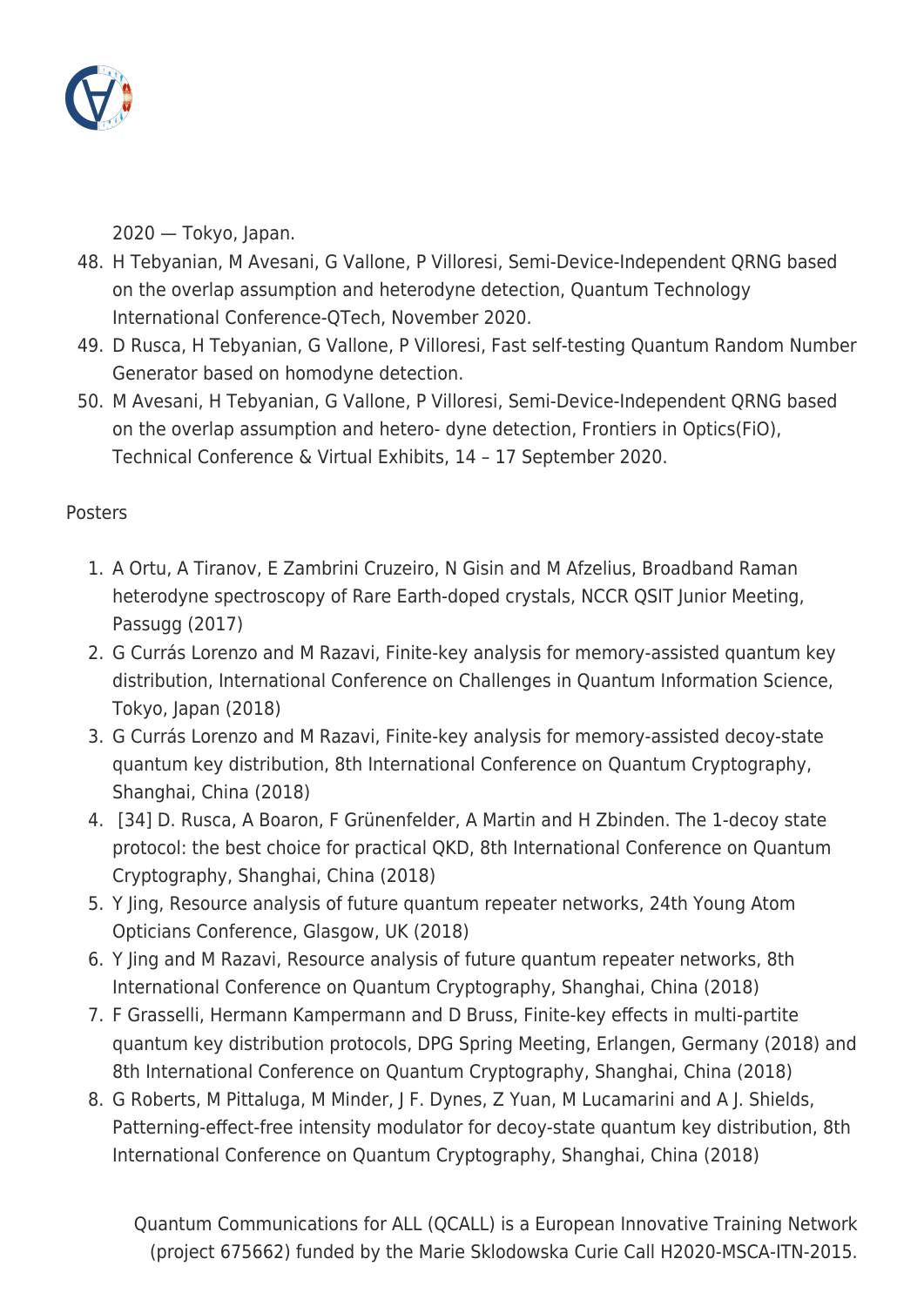2020 — Tokyo, Japan.

48. H Tebyanian, M Avesani, G Vallone, P Villoresi, Semi-Device-Independent QRNG based on the overlap assumption and heterodyne detection, Quantum Technology International Conference-QTech, November 2020.
49. D Rusca, H Tebyanian, G Vallone, P Villoresi, Fast self-testing Quantum Random Number Generator based on homodyne detection.
50. M Avesani, H Tebyanian, G Vallone, P Villoresi, Semi-Device-Independent QRNG based on the overlap assumption and hetero- dyne detection, Frontiers in Optics(FiO), Technical Conference & Virtual Exhibits, 14 – 17 September 2020.

Posters

1. A Ortu, A Tiranov, E Zambrini Cruzeiro, N Gisin and M Afzelius, Broadband Raman heterodyne spectroscopy of Rare Earth-doped crystals, NCCR QSIT Junior Meeting, Passugg (2017)
2. G Currás Lorenzo and M Razavi, Finite-key analysis for memory-assisted quantum key distribution, International Conference on Challenges in Quantum Information Science, Tokyo, Japan (2018)
3. G Currás Lorenzo and M Razavi, Finite-key analysis for memory-assisted decoy-state quantum key distribution, 8th International Conference on Quantum Cryptography, Shanghai, China (2018)
4. [34] D. Rusca, A Boaron, F Grünenfelder, A Martin and H Zbinden. The 1-decoy state protocol: the best choice for practical QKD, 8th International Conference on Quantum Cryptography, Shanghai, China (2018)
5. Y Jing, Resource analysis of future quantum repeater networks, 24th Young Atom Opticians Conference, Glasgow, UK (2018)
6. Y Jing and M Razavi, Resource analysis of future quantum repeater networks, 8th International Conference on Quantum Cryptography, Shanghai, China (2018)
7. F Grasselli, Hermann Kampermann and D Bruss, Finite-key effects in multi-partite quantum key distribution protocols, DPG Spring Meeting, Erlangen, Germany (2018) and 8th International Conference on Quantum Cryptography, Shanghai, China (2018)
8. G Roberts, M Pittaluga, M Minder, J F. Dynes, Z Yuan, M Lucamarini and A J. Shields, Patterning-effect-free intensity modulator for decoy-state quantum key distribution, 8th International Conference on Quantum Cryptography, Shanghai, China (2018)

Quantum Communications for ALL (QCALL) is a European Innovative Training Network (project 675662) funded by the Marie Sklodowska Curie Call H2020-MSCA-ITN-2015.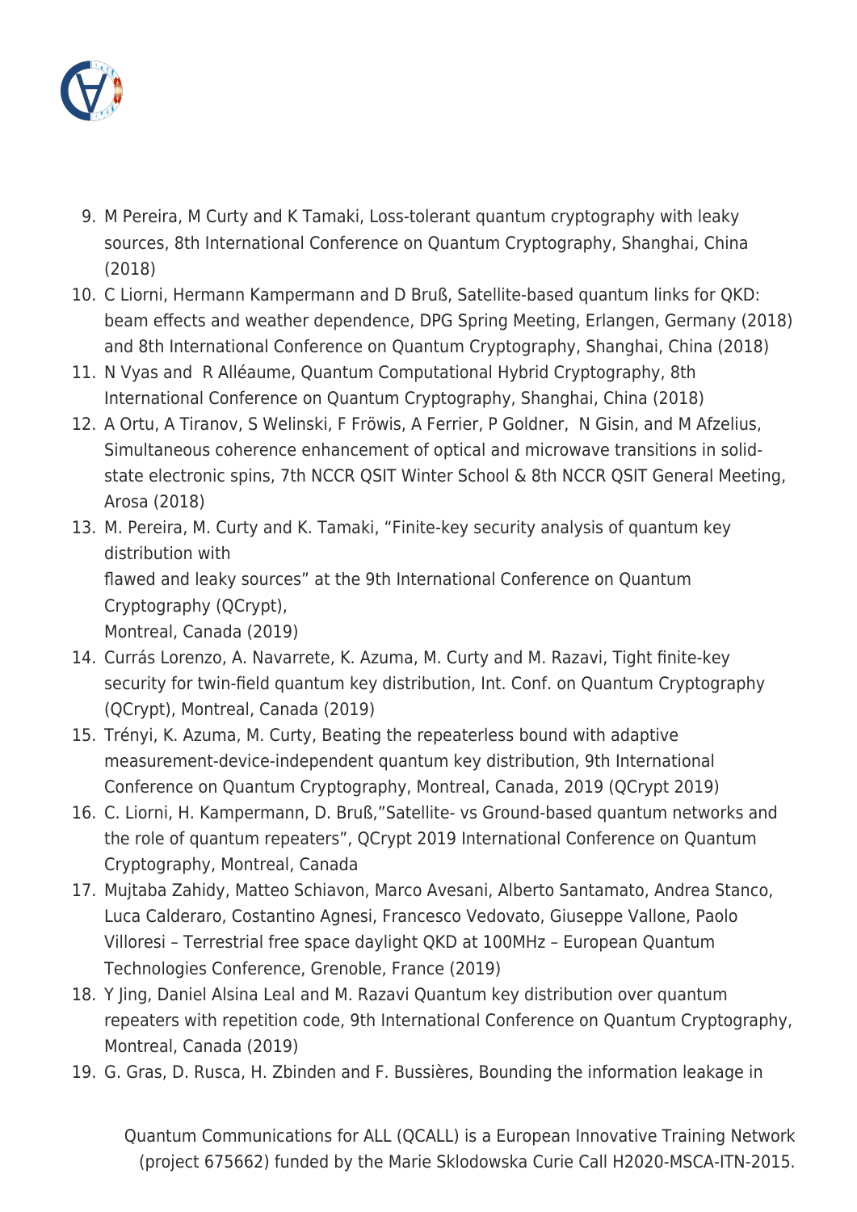9. M Pereira, M Curty and K Tamaki, Loss-tolerant quantum cryptography with leaky sources, 8th International Conference on Quantum Cryptography, Shanghai, China (2018)
10. C Liorni, Hermann Kampermann and D Bruß, Satellite-based quantum links for QKD: beam effects and weather dependence, DPG Spring Meeting, Erlangen, Germany (2018) and 8th International Conference on Quantum Cryptography, Shanghai, China (2018)
11. N Vyas and  R Alléaume, Quantum Computational Hybrid Cryptography, 8th International Conference on Quantum Cryptography, Shanghai, China (2018)
12. A Ortu, A Tiranov, S Welinski, F Fröwis, A Ferrier, P Goldner,  N Gisin, and M Afzelius, Simultaneous coherence enhancement of optical and microwave transitions in solid-state electronic spins, 7th NCCR QSIT Winter School & 8th NCCR QSIT General Meeting, Arosa (2018)
13. M. Pereira, M. Curty and K. Tamaki, "Finite-key security analysis of quantum key distribution with
    flawed and leaky sources" at the 9th International Conference on Quantum Cryptography (QCrypt),
    Montreal, Canada (2019)
14. Currás Lorenzo, A. Navarrete, K. Azuma, M. Curty and M. Razavi, Tight finite-key security for twin-field quantum key distribution, Int. Conf. on Quantum Cryptography (QCrypt), Montreal, Canada (2019)
15. Trényi, K. Azuma, M. Curty, Beating the repeaterless bound with adaptive measurement-device-independent quantum key distribution, 9th International Conference on Quantum Cryptography, Montreal, Canada, 2019 (QCrypt 2019)
16. C. Liorni, H. Kampermann, D. Bruß,"Satellite- vs Ground-based quantum networks and the role of quantum repeaters", QCrypt 2019 International Conference on Quantum Cryptography, Montreal, Canada
17. Mujtaba Zahidy, Matteo Schiavon, Marco Avesani, Alberto Santamato, Andrea Stanco, Luca Calderaro, Costantino Agnesi, Francesco Vedovato, Giuseppe Vallone, Paolo Villoresi – Terrestrial free space daylight QKD at 100MHz – European Quantum Technologies Conference, Grenoble, France (2019)
18. Y Jing, Daniel Alsina Leal and M. Razavi Quantum key distribution over quantum repeaters with repetition code, 9th International Conference on Quantum Cryptography, Montreal, Canada (2019)
19. G. Gras, D. Rusca, H. Zbinden and F. Bussières, Bounding the information leakage in

Quantum Communications for ALL (QCALL) is a European Innovative Training Network (project 675662) funded by the Marie Sklodowska Curie Call H2020-MSCA-ITN-2015.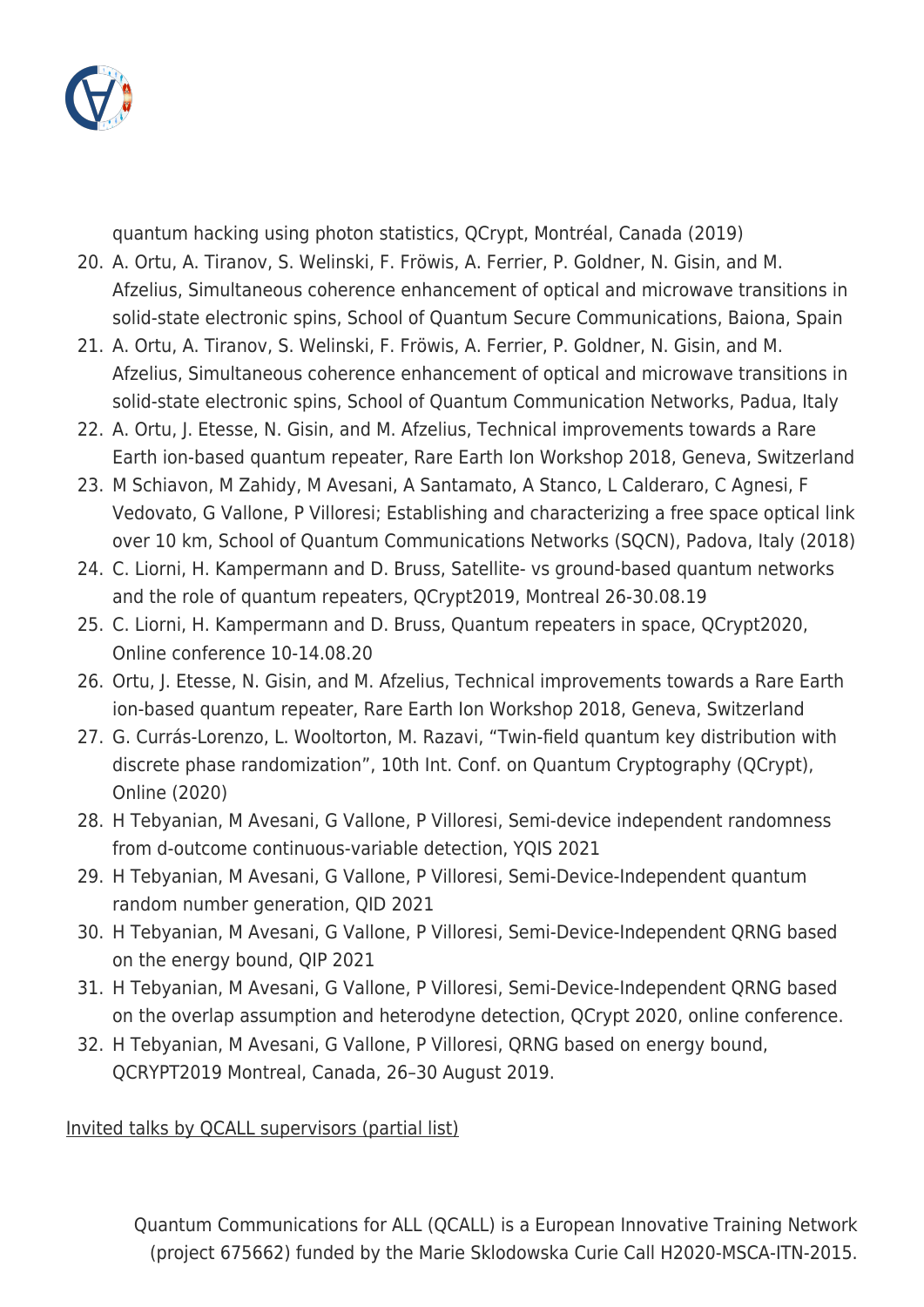quantum hacking using photon statistics, QCrypt, Montréal, Canada (2019)

20. A. Ortu, A. Tiranov, S. Welinski, F. Fröwis, A. Ferrier, P. Goldner, N. Gisin, and M. Afzelius, Simultaneous coherence enhancement of optical and microwave transitions in solid-state electronic spins, School of Quantum Secure Communications, Baiona, Spain
21. A. Ortu, A. Tiranov, S. Welinski, F. Fröwis, A. Ferrier, P. Goldner, N. Gisin, and M. Afzelius, Simultaneous coherence enhancement of optical and microwave transitions in solid-state electronic spins, School of Quantum Communication Networks, Padua, Italy
22. A. Ortu, J. Etesse, N. Gisin, and M. Afzelius, Technical improvements towards a Rare Earth ion-based quantum repeater, Rare Earth Ion Workshop 2018, Geneva, Switzerland
23. M Schiavon, M Zahidy, M Avesani, A Santamato, A Stanco, L Calderaro, C Agnesi, F Vedovato, G Vallone, P Villoresi; Establishing and characterizing a free space optical link over 10 km, School of Quantum Communications Networks (SQCN), Padova, Italy (2018)
24. C. Liorni, H. Kampermann and D. Bruss, Satellite- vs ground-based quantum networks and the role of quantum repeaters, QCrypt2019, Montreal 26-30.08.19
25. C. Liorni, H. Kampermann and D. Bruss, Quantum repeaters in space, QCrypt2020, Online conference 10-14.08.20
26. Ortu, J. Etesse, N. Gisin, and M. Afzelius, Technical improvements towards a Rare Earth ion-based quantum repeater, Rare Earth Ion Workshop 2018, Geneva, Switzerland
27. G. Currás-Lorenzo, L. Wooltorton, M. Razavi, "Twin-field quantum key distribution with discrete phase randomization", 10th Int. Conf. on Quantum Cryptography (QCrypt), Online (2020)
28. H Tebyanian, M Avesani, G Vallone, P Villoresi, Semi-device independent randomness from d-outcome continuous-variable detection, YQIS 2021
29. H Tebyanian, M Avesani, G Vallone, P Villoresi, Semi-Device-Independent quantum random number generation, QID 2021
30. H Tebyanian, M Avesani, G Vallone, P Villoresi, Semi-Device-Independent QRNG based on the energy bound, QIP 2021
31. H Tebyanian, M Avesani, G Vallone, P Villoresi, Semi-Device-Independent QRNG based on the overlap assumption and heterodyne detection, QCrypt 2020, online conference.
32. H Tebyanian, M Avesani, G Vallone, P Villoresi, QRNG based on energy bound, QCRYPT2019 Montreal, Canada, 26–30 August 2019.

Invited talks by QCALL supervisors (partial list)

Quantum Communications for ALL (QCALL) is a European Innovative Training Network (project 675662) funded by the Marie Sklodowska Curie Call H2020-MSCA-ITN-2015.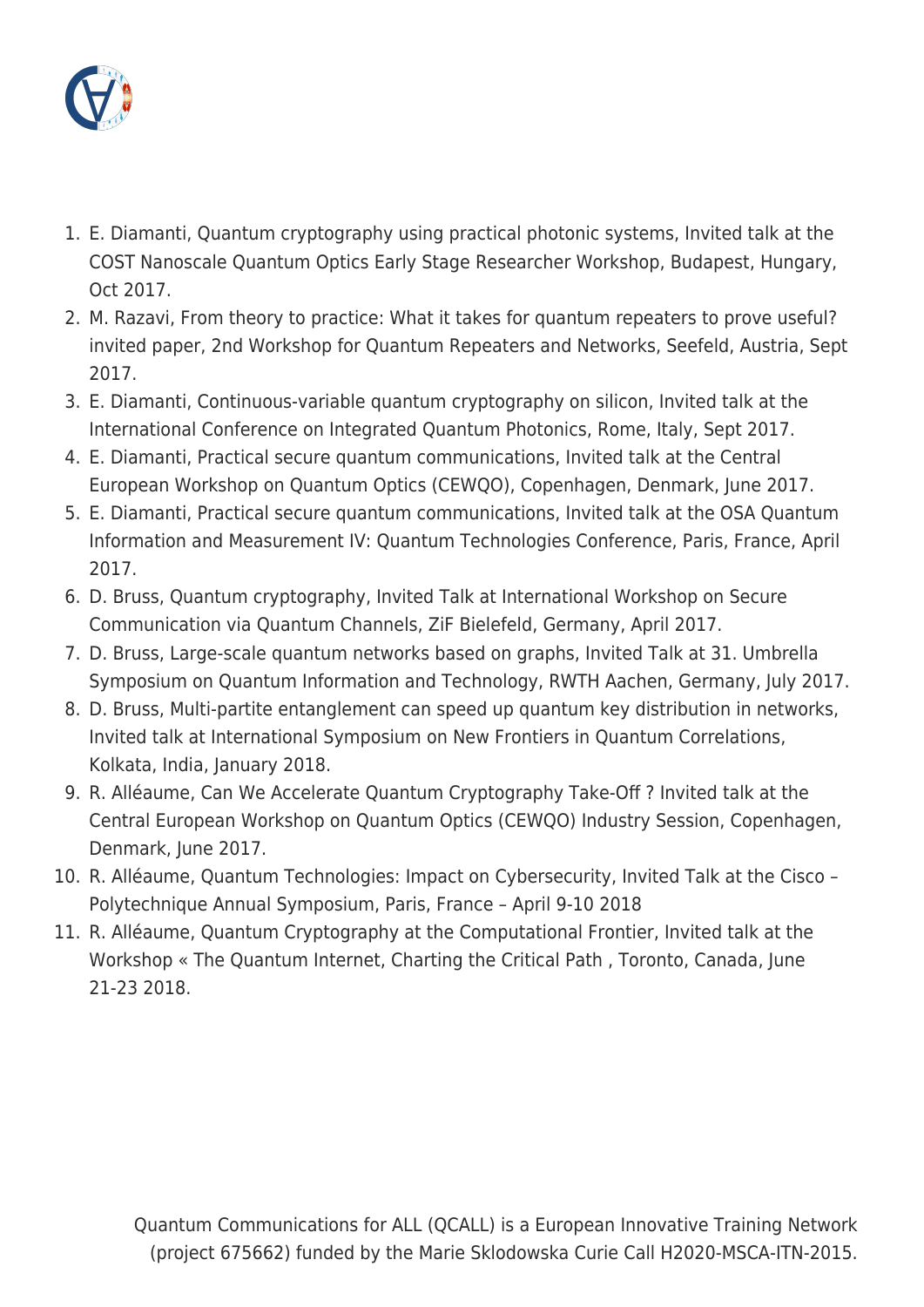1. E. Diamanti, Quantum cryptography using practical photonic systems, Invited talk at the COST Nanoscale Quantum Optics Early Stage Researcher Workshop, Budapest, Hungary, Oct 2017.
2. M. Razavi, From theory to practice: What it takes for quantum repeaters to prove useful? invited paper, 2nd Workshop for Quantum Repeaters and Networks, Seefeld, Austria, Sept 2017.
3. E. Diamanti, Continuous-variable quantum cryptography on silicon, Invited talk at the International Conference on Integrated Quantum Photonics, Rome, Italy, Sept 2017.
4. E. Diamanti, Practical secure quantum communications, Invited talk at the Central European Workshop on Quantum Optics (CEWQO), Copenhagen, Denmark, June 2017.
5. E. Diamanti, Practical secure quantum communications, Invited talk at the OSA Quantum Information and Measurement IV: Quantum Technologies Conference, Paris, France, April 2017.
6. D. Bruss, Quantum cryptography, Invited Talk at International Workshop on Secure Communication via Quantum Channels, ZiF Bielefeld, Germany, April 2017.
7. D. Bruss, Large-scale quantum networks based on graphs, Invited Talk at 31. Umbrella Symposium on Quantum Information and Technology, RWTH Aachen, Germany, July 2017.
8. D. Bruss, Multi-partite entanglement can speed up quantum key distribution in networks, Invited talk at International Symposium on New Frontiers in Quantum Correlations, Kolkata, India, January 2018.
9. R. Alléaume, Can We Accelerate Quantum Cryptography Take-Off ? Invited talk at the Central European Workshop on Quantum Optics (CEWQO) Industry Session, Copenhagen, Denmark, June 2017.
10. R. Alléaume, Quantum Technologies: Impact on Cybersecurity, Invited Talk at the Cisco – Polytechnique Annual Symposium, Paris, France – April 9-10 2018
11. R. Alléaume, Quantum Cryptography at the Computational Frontier, Invited talk at the Workshop « The Quantum Internet, Charting the Critical Path , Toronto, Canada, June 21-23 2018.

Quantum Communications for ALL (QCALL) is a European Innovative Training Network (project 675662) funded by the Marie Sklodowska Curie Call H2020-MSCA-ITN-2015.